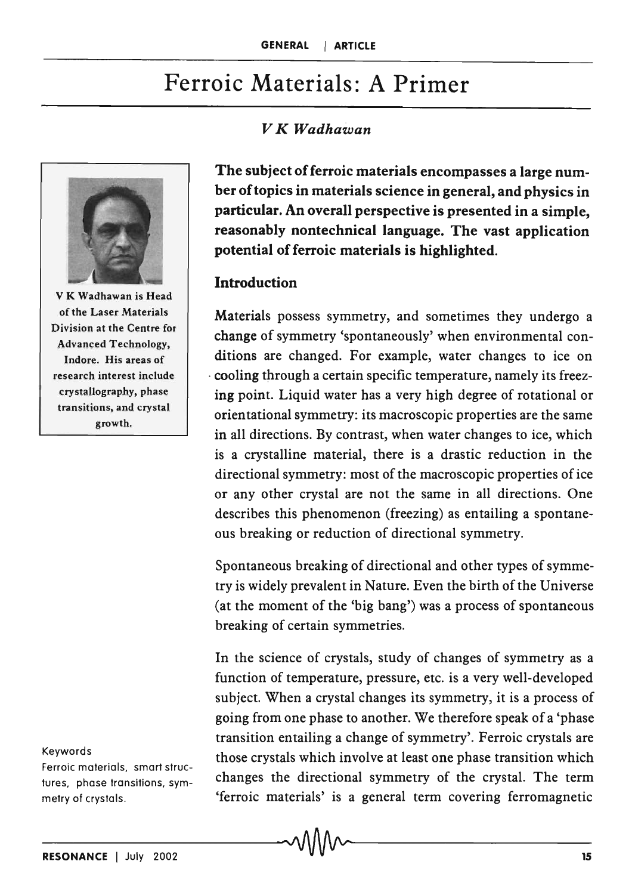# Ferroic Materials: A Primer

*V K Wadhawan*

V K Wadhawan is Head of the Laser Materials Division at the Centre for Advanced Technology, Indore. His areas of research interest include crystallography, phase transitions, and crystal growth.

**The subject of ferroic materials encompasses a large number of topics in materials science in general, and physics in particular. An overall perspective is presented in a simple, reasonably nontechnical language. The vast application potential of ferroic materials is highlighted.**

## Introduction

Materials possess symmetry, and sometimes they undergo a change of symmetry 'spontaneously' when environmental conditions are changed. For example, water changes to ice on cooling through a certain specific temperature, namely its freezing point. Liquid water has a very high degree of rotational or orientational symmetry: its macroscopic properties are the same in all directions. By contrast, when water changes to ice, which is a crystalline material, there is a drastic reduction in the directional symmetry: most of the macroscopic properties of ice or any other crystal are not the same in all directions. One describes this phenomenon (freezing) as entailing a spontaneous breaking or reduction of directional symmetry.

Spontaneous breaking of directional and other types of symmetry is widely prevalent in Nature. Even the birth of the Universe (at the moment of the 'big bang') was a process of spontaneous breaking of certain symmetries.

In the science of crystals, study of changes of symmetry as a function of temperature, pressure, etc. is a very well-developed subject. When a crystal changes its symmetry, it is a process of going from one phase to another. We therefore speak of a 'phase transition entailing a change of symmetry'. Ferroic crystals are those crystals which involve at least one phase transition which changes the directional symmetry of the crystal. The term 'ferroic materials' is a general term covering ferromagnetic

Keywords

Ferroic materials, smart structures, phase transitions, symmetry of crystals.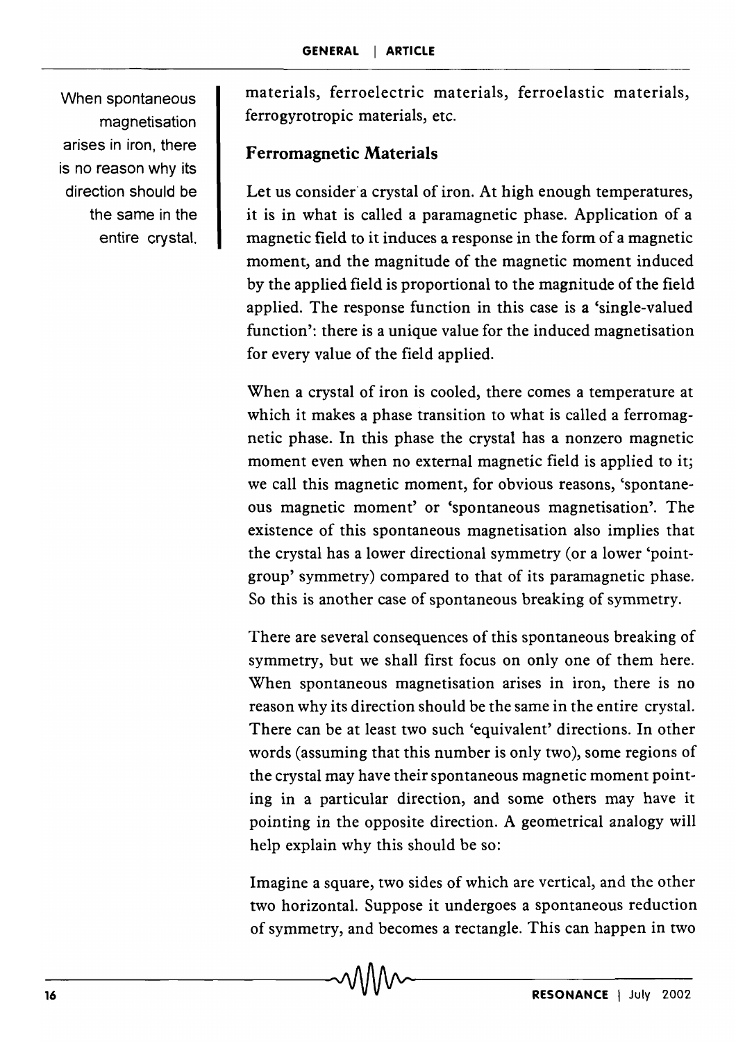When spontaneous magnetisation arises in iron, there is no reason why its direction should be the same in the entire crystal.

materials, ferroelectric materials, ferroelastic materials, ferrogyrotropic materials, etc.

## Ferromagnetic Materials

Let us consider a crystal of iron. At high enough temperatures, it is in what is called a paramagnetic phase. Application of a magnetic field to it induces a response in the form of a magnetic moment, and the magnitude of the magnetic moment induced by the applied field is proportional to the magnitude of the field applied. The response function in this case is a 'single-valued function': there is a unique value for the induced magnetisation for every value of the field applied.

When a crystal of iron is cooled, there comes a temperature at which it makes a phase transition to what is called a ferromagnetic phase. In this phase the crystal has a nonzero magnetic moment even when no external magnetic field is applied to it; we call this magnetic moment, for obvious reasons, 'spontaneous magnetic moment' or 'spontaneous magnetisation'. The existence of this spontaneous magnetisation also implies that the crystal has a lower directional symmetry (or a lower 'point-group' symmetry) compared to that of its paramagnetic phase. So this is another case of spontaneous breaking of symmetry.

There are several consequences of this spontaneous breaking of symmetry, but we shall first focus on only one of them here. When spontaneous magnetisation arises in iron, there is no reason why its direction should be the same in the entire crystal. There can be at least two such 'equivalent' directions. In other words (assuming that this number is only two), some regions of the crystal may have their spontaneous magnetic moment pointing in a particular direction, and some others may have it pointing in the opposite direction. A geometrical analogy will help explain why this should be so:

Imagine a square, two sides of which are vertical, and the other two horizontal. Suppose it undergoes a spontaneous reduction of symmetry, and becomes a rectangle. This can happen in two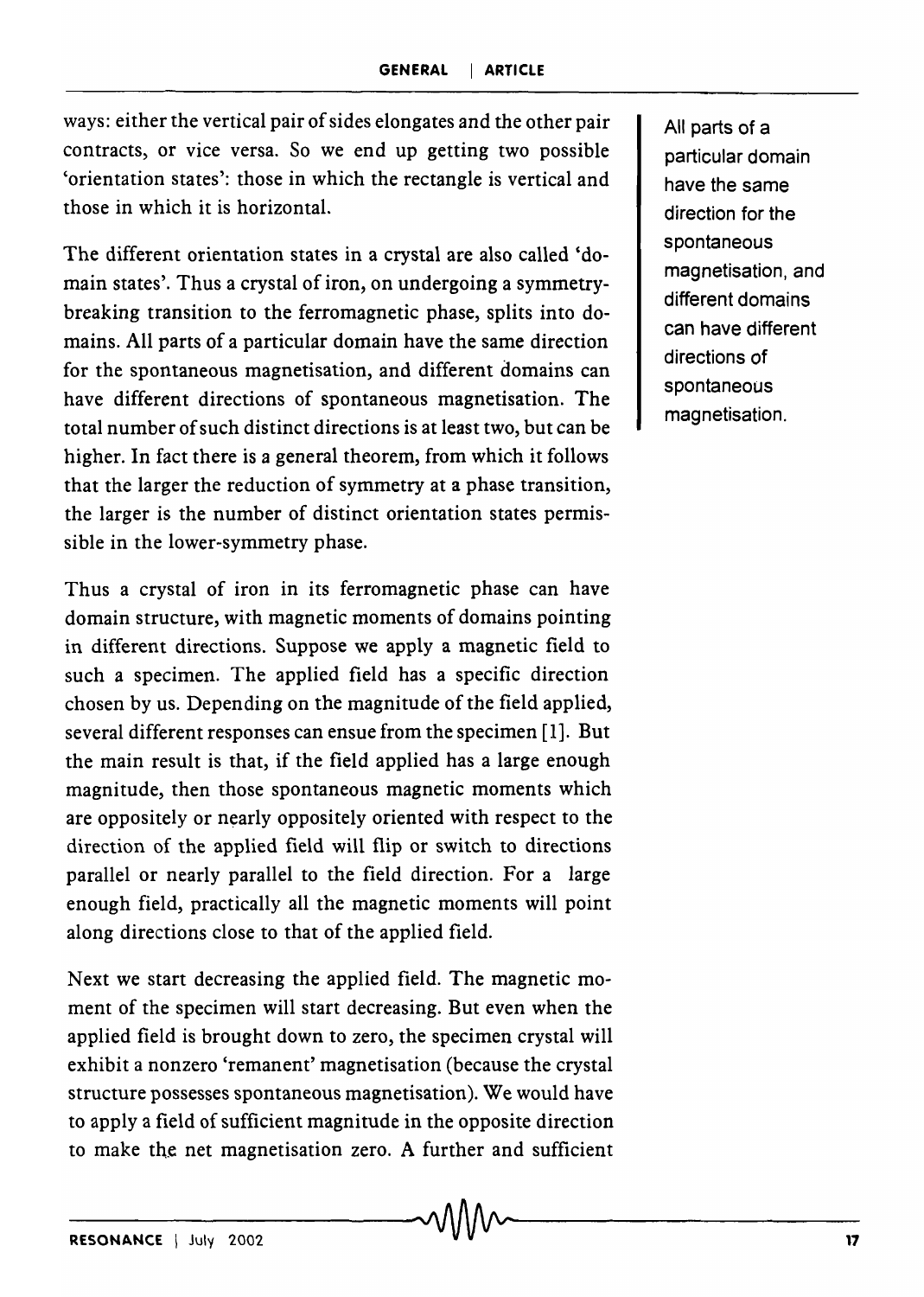ways: either the vertical pair of sides elongates and the other pair contracts, or vice versa. So we end up getting two possible 'orientation states': those in which the rectangle is vertical and those in which it is horizontal.

The different orientation states in a crystal are also called 'domain states'. Thus a crystal of iron, on undergoing a symmetry-breaking transition to the ferromagnetic phase, splits into domains. All parts of a particular domain have the same direction for the spontaneous magnetisation, and different domains can have different directions of spontaneous magnetisation. The total number of such distinct directions is at least two, but can be higher. In fact there is a general theorem, from which it follows that the larger the reduction of symmetry at a phase transition, the larger is the number of distinct orientation states permissible in the lower-symmetry phase.

All parts of a particular domain have the same direction for the spontaneous magnetisation, and different domains can have different directions of spontaneous magnetisation.

Thus a crystal of iron in its ferromagnetic phase can have domain structure, with magnetic moments of domains pointing in different directions. Suppose we apply a magnetic field to such a specimen. The applied field has a specific direction chosen by us. Depending on the magnitude of the field applied, several different responses can ensue from the specimen [1]. But the main result is that, if the field applied has a large enough magnitude, then those spontaneous magnetic moments which are oppositely or nearly oppositely oriented with respect to the direction of the applied field will flip or switch to directions parallel or nearly parallel to the field direction. For a large enough field, practically all the magnetic moments will point along directions close to that of the applied field.

Next we start decreasing the applied field. The magnetic moment of the specimen will start decreasing. But even when the applied field is brought down to zero, the specimen crystal will exhibit a nonzero 'remanent' magnetisation (because the crystal structure possesses spontaneous magnetisation). We would have to apply a field of sufficient magnitude in the opposite direction to make the net magnetisation zero. A further and sufficient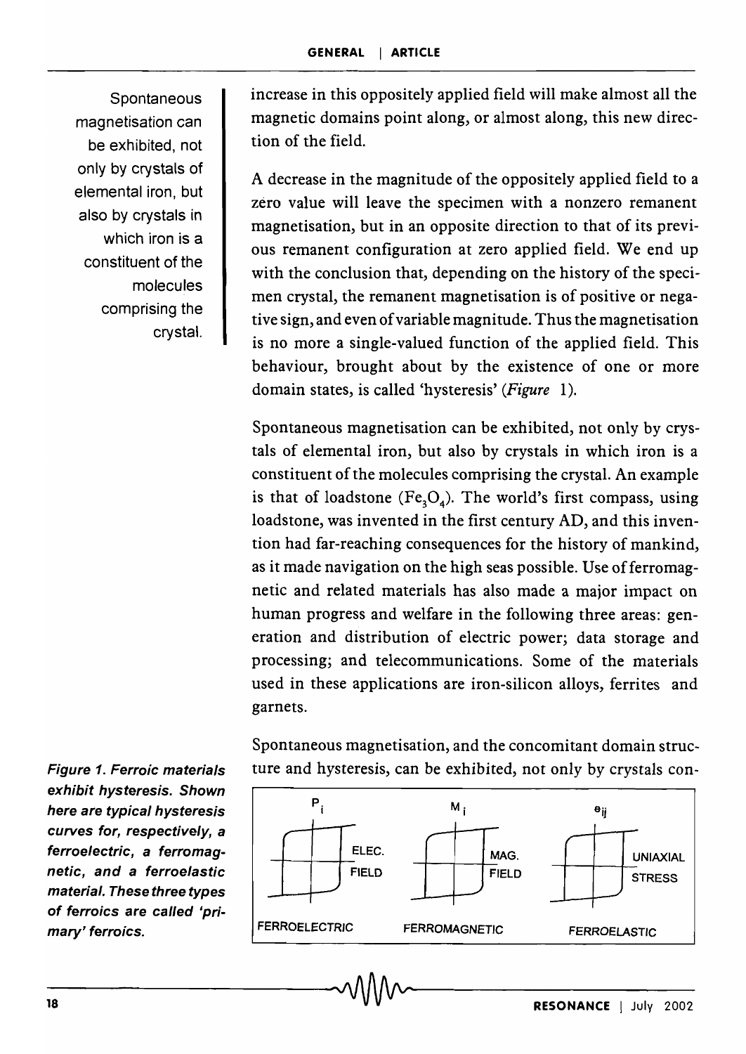Spontaneous magnetisation can be exhibited, not only by crystals of elemental iron, but also by crystals in which iron is a constituent of the molecules comprising the crystal.

increase in this oppositely applied field will make almost all the magnetic domains point along, or almost along, this new direction of the field.

A decrease in the magnitude of the oppositely applied field to a zero value will leave the specimen with a nonzero remanent magnetisation, but in an opposite direction to that of its previous remanent configuration at zero applied field. We end up with the conclusion that, depending on the history of the specimen crystal, the remanent magnetisation is of positive or negative sign, and even of variable magnitude. Thus the magnetisation is no more a single-valued function of the applied field. This behaviour, brought about by the existence of one or more domain states, is called 'hysteresis' (*Figure* 1).

Spontaneous magnetisation can be exhibited, not only by crystals of elemental iron, but also by crystals in which iron is a constituent of the molecules comprising the crystal. An example is that of loadstone ($Fe_3O_4$). The world's first compass, using loadstone, was invented in the first century AD, and this invention had far-reaching consequences for the history of mankind, as it made navigation on the high seas possible. Use of ferromagnetic and related materials has also made a major impact on human progress and welfare in the following three areas: generation and distribution of electric power; data storage and processing; and telecommunications. Some of the materials used in these applications are iron-silicon alloys, ferrites and garnets.

Spontaneous magnetisation, and the concomitant domain structure and hysteresis, can be exhibited, not only by crystals con-

***Figure 1. Ferroic materials exhibit hysteresis. Shown here are typical hysteresis curves for, respectively, a ferroelectric, a ferromagnetic, and a ferroelastic material. These three types of ferroics are called 'primary' ferroics.***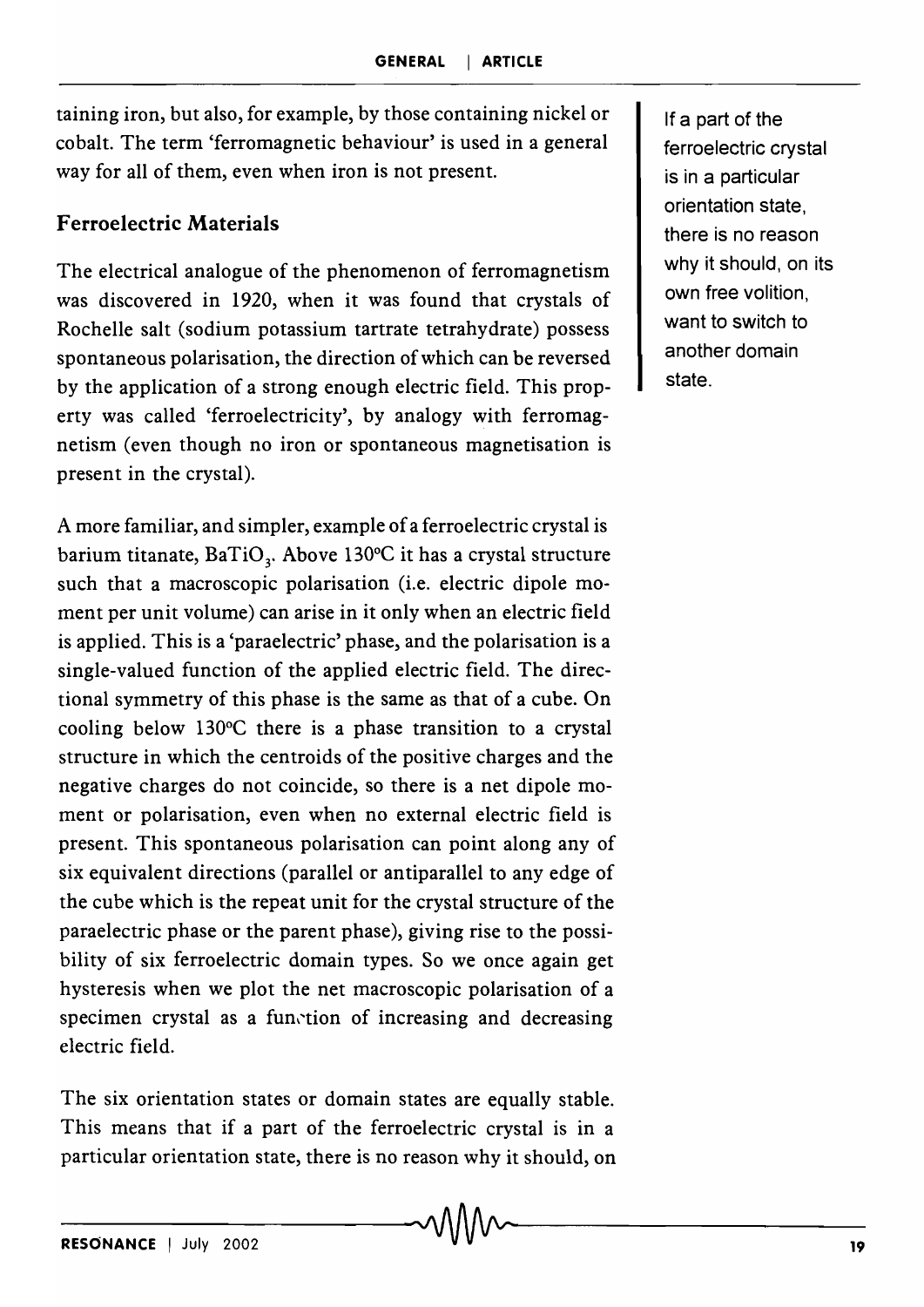taining iron, but also, for example, by those containing nickel or cobalt. The term 'ferromagnetic behaviour' is used in a general way for all of them, even when iron is not present.

## Ferroelectric Materials

The electrical analogue of the phenomenon of ferromagnetism was discovered in 1920, when it was found that crystals of Rochelle salt (sodium potassium tartrate tetrahydrate) possess spontaneous polarisation, the direction of which can be reversed by the application of a strong enough electric field. This property was called 'ferroelectricity', by analogy with ferromagnetism (even though no iron or spontaneous magnetisation is present in the crystal).

A more familiar, and simpler, example of a ferroelectric crystal is barium titanate, $BaTiO_3$. Above 130°C it has a crystal structure such that a macroscopic polarisation (i.e. electric dipole moment per unit volume) can arise in it only when an electric field is applied. This is a 'paraelectric' phase, and the polarisation is a single-valued function of the applied electric field. The directional symmetry of this phase is the same as that of a cube. On cooling below 130°C there is a phase transition to a crystal structure in which the centroids of the positive charges and the negative charges do not coincide, so there is a net dipole moment or polarisation, even when no external electric field is present. This spontaneous polarisation can point along any of six equivalent directions (parallel or antiparallel to any edge of the cube which is the repeat unit for the crystal structure of the paraelectric phase or the parent phase), giving rise to the possibility of six ferroelectric domain types. So we once again get hysteresis when we plot the net macroscopic polarisation of a specimen crystal as a function of increasing and decreasing electric field.

If a part of the ferroelectric crystal is in a particular orientation state, there is no reason why it should, on its own free volition, want to switch to another domain state.

The six orientation states or domain states are equally stable. This means that if a part of the ferroelectric crystal is in a particular orientation state, there is no reason why it should, on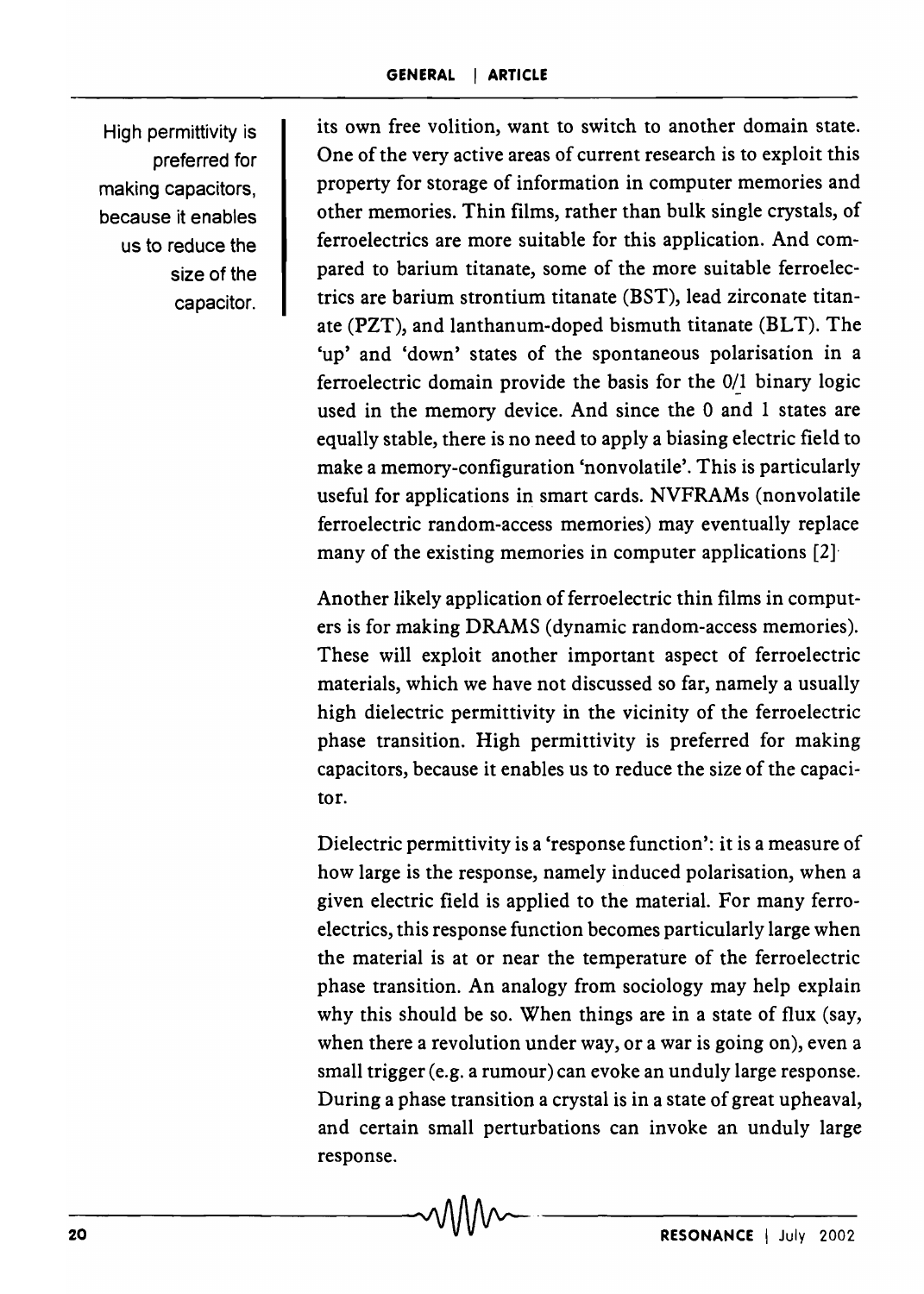High permittivity is preferred for making capacitors, because it enables us to reduce the size of the capacitor.

its own free volition, want to switch to another domain state. One of the very active areas of current research is to exploit this property for storage of information in computer memories and other memories. Thin films, rather than bulk single crystals, of ferroelectrics are more suitable for this application. And compared to barium titanate, some of the more suitable ferroelectrics are barium strontium titanate (BST), lead zirconate titanate (PZT), and lanthanum-doped bismuth titanate (BLT). The 'up' and 'down' states of the spontaneous polarisation in a ferroelectric domain provide the basis for the 0/1 binary logic used in the memory device. And since the 0 and 1 states are equally stable, there is no need to apply a biasing electric field to make a memory-configuration 'nonvolatile'. This is particularly useful for applications in smart cards. NVFRAMs (nonvolatile ferroelectric random-access memories) may eventually replace many of the existing memories in computer applications [2].

Another likely application of ferroelectric thin films in computers is for making DRAMS (dynamic random-access memories). These will exploit another important aspect of ferroelectric materials, which we have not discussed so far, namely a usually high dielectric permittivity in the vicinity of the ferroelectric phase transition. High permittivity is preferred for making capacitors, because it enables us to reduce the size of the capacitor.

Dielectric permittivity is a 'response function': it is a measure of how large is the response, namely induced polarisation, when a given electric field is applied to the material. For many ferroelectrics, this response function becomes particularly large when the material is at or near the temperature of the ferroelectric phase transition. An analogy from sociology may help explain why this should be so. When things are in a state of flux (say, when there a revolution under way, or a war is going on), even a small trigger (e.g. a rumour) can evoke an unduly large response. During a phase transition a crystal is in a state of great upheaval, and certain small perturbations can invoke an unduly large response.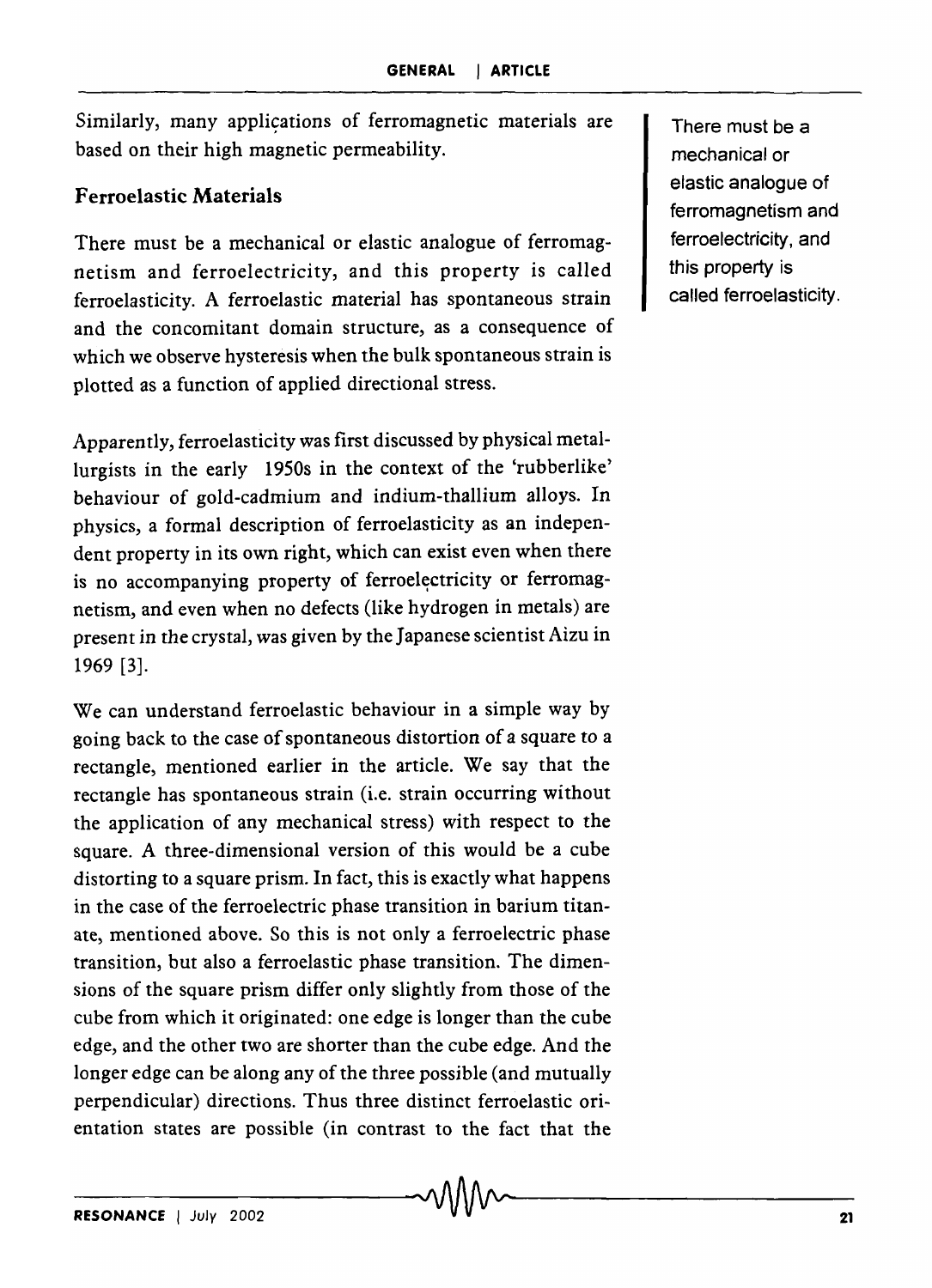Similarly, many applications of ferromagnetic materials are based on their high magnetic permeability.

## Ferroelastic Materials

There must be a mechanical or elastic analogue of ferromagnetism and ferroelectricity, and this property is called ferroelasticity. A ferroelastic material has spontaneous strain and the concomitant domain structure, as a consequence of which we observe hysteresis when the bulk spontaneous strain is plotted as a function of applied directional stress.

There must be a mechanical or elastic analogue of ferromagnetism and ferroelectricity, and this property is called ferroelasticity.

Apparently, ferroelasticity was first discussed by physical metallurgists in the early 1950s in the context of the 'rubberlike' behaviour of gold-cadmium and indium-thallium alloys. In physics, a formal description of ferroelasticity as an independent property in its own right, which can exist even when there is no accompanying property of ferroelectricity or ferromagnetism, and even when no defects (like hydrogen in metals) are present in the crystal, was given by the Japanese scientist Aizu in 1969 [3].

We can understand ferroelastic behaviour in a simple way by going back to the case of spontaneous distortion of a square to a rectangle, mentioned earlier in the article. We say that the rectangle has spontaneous strain (i.e. strain occurring without the application of any mechanical stress) with respect to the square. A three-dimensional version of this would be a cube distorting to a square prism. In fact, this is exactly what happens in the case of the ferroelectric phase transition in barium titanate, mentioned above. So this is not only a ferroelectric phase transition, but also a ferroelastic phase transition. The dimensions of the square prism differ only slightly from those of the cube from which it originated: one edge is longer than the cube edge, and the other two are shorter than the cube edge. And the longer edge can be along any of the three possible (and mutually perpendicular) directions. Thus three distinct ferroelastic orientation states are possible (in contrast to the fact that the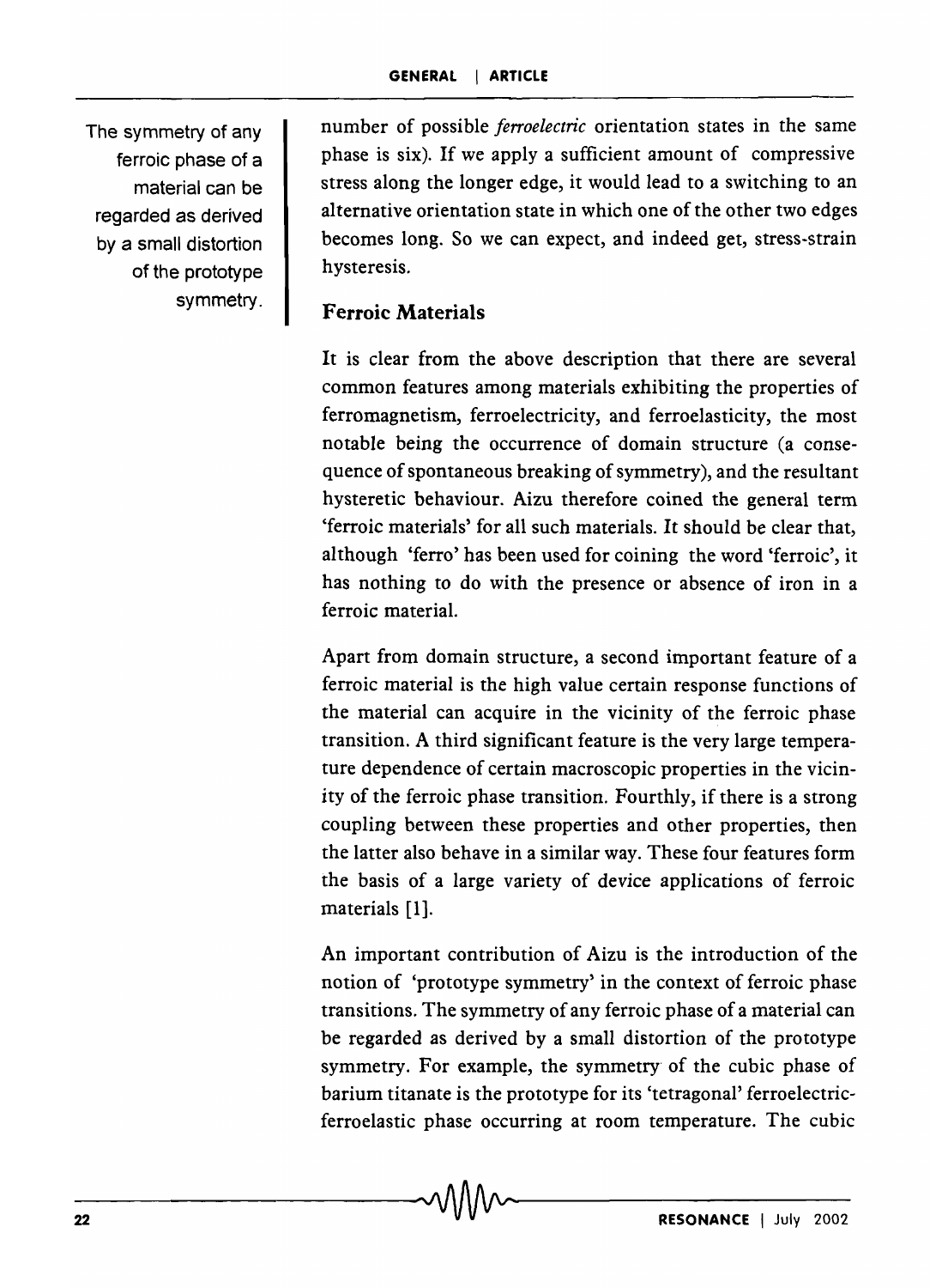number of possible *ferroelectric* orientation states in the same phase is six). If we apply a sufficient amount of compressive stress along the longer edge, it would lead to a switching to an alternative orientation state in which one of the other two edges becomes long. So we can expect, and indeed get, stress-strain hysteresis.

The symmetry of any ferroic phase of a material can be regarded as derived by a small distortion of the prototype symmetry.

## Ferroic Materials

It is clear from the above description that there are several common features among materials exhibiting the properties of ferromagnetism, ferroelectricity, and ferroelasticity, the most notable being the occurrence of domain structure (a consequence of spontaneous breaking of symmetry), and the resultant hysteretic behaviour. Aizu therefore coined the general term 'ferroic materials' for all such materials. It should be clear that, although 'ferro' has been used for coining the word 'ferroic', it has nothing to do with the presence or absence of iron in a ferroic material.

Apart from domain structure, a second important feature of a ferroic material is the high value certain response functions of the material can acquire in the vicinity of the ferroic phase transition. A third significant feature is the very large temperature dependence of certain macroscopic properties in the vicinity of the ferroic phase transition. Fourthly, if there is a strong coupling between these properties and other properties, then the latter also behave in a similar way. These four features form the basis of a large variety of device applications of ferroic materials [1].

An important contribution of Aizu is the introduction of the notion of 'prototype symmetry' in the context of ferroic phase transitions. The symmetry of any ferroic phase of a material can be regarded as derived by a small distortion of the prototype symmetry. For example, the symmetry of the cubic phase of barium titanate is the prototype for its 'tetragonal' ferroelectric-ferroelastic phase occurring at room temperature. The cubic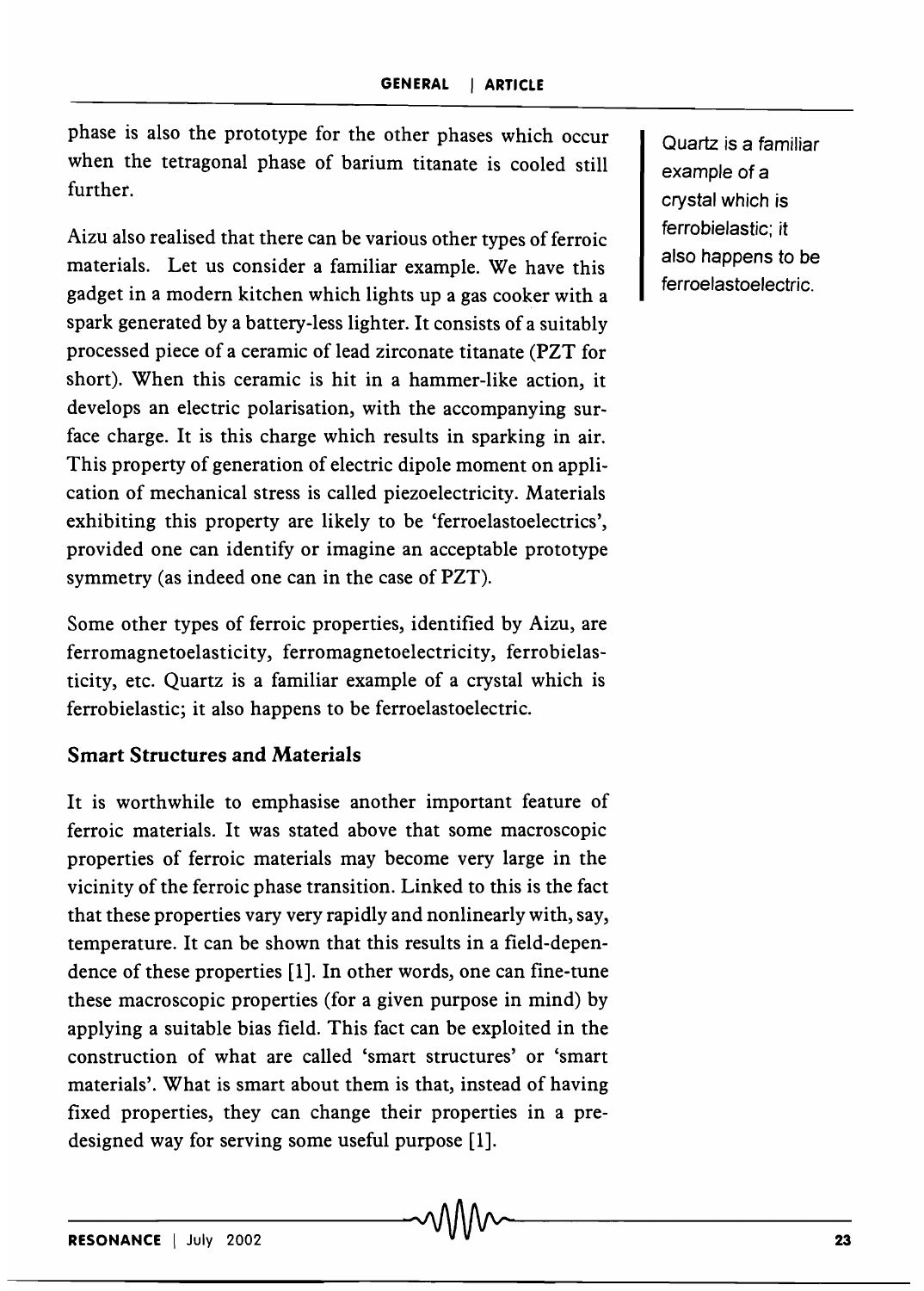phase is also the prototype for the other phases which occur when the tetragonal phase of barium titanate is cooled still further.

Aizu also realised that there can be various other types of ferroic materials. Let us consider a familiar example. We have this gadget in a modern kitchen which lights up a gas cooker with a spark generated by a battery-less lighter. It consists of a suitably processed piece of a ceramic of lead zirconate titanate (PZT for short). When this ceramic is hit in a hammer-like action, it develops an electric polarisation, with the accompanying surface charge. It is this charge which results in sparking in air. This property of generation of electric dipole moment on application of mechanical stress is called piezoelectricity. Materials exhibiting this property are likely to be 'ferroelastoelectrics', provided one can identify or imagine an acceptable prototype symmetry (as indeed one can in the case of PZT).

Some other types of ferroic properties, identified by Aizu, are ferromagnetoelasticity, ferromagnetoelectricity, ferrobielasticity, etc. Quartz is a familiar example of a crystal which is ferrobielastic; it also happens to be ferroelastoelectric.

Quartz is a familiar example of a crystal which is ferrobielastic; it also happens to be ferroelastoelectric.

### Smart Structures and Materials

It is worthwhile to emphasise another important feature of ferroic materials. It was stated above that some macroscopic properties of ferroic materials may become very large in the vicinity of the ferroic phase transition. Linked to this is the fact that these properties vary very rapidly and nonlinearly with, say, temperature. It can be shown that this results in a field-dependence of these properties [1]. In other words, one can fine-tune these macroscopic properties (for a given purpose in mind) by applying a suitable bias field. This fact can be exploited in the construction of what are called 'smart structures' or 'smart materials'. What is smart about them is that, instead of having fixed properties, they can change their properties in a predesigned way for serving some useful purpose [1].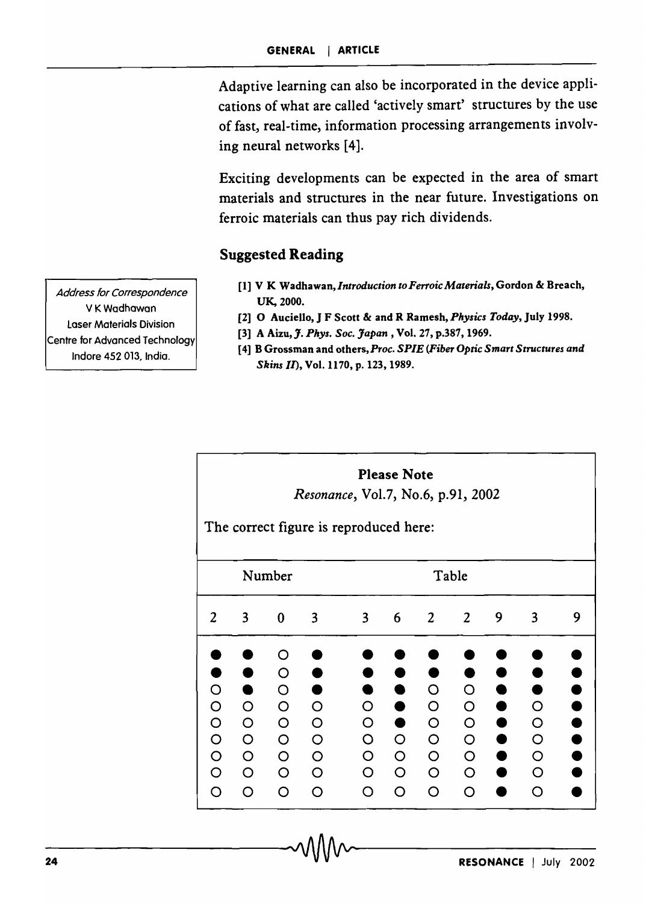Adaptive learning can also be incorporated in the device applications of what are called 'actively smart' structures by the use of fast, real-time, information processing arrangements involving neural networks [4].

Exciting developments can be expected in the area of smart materials and structures in the near future. Investigations on ferroic materials can thus pay rich dividends.

## Suggested Reading

- [1] V K Wadhawan, *Introduction to Ferroic Materials*, Gordon & Breach, UK, 2000.
- [2] O Auciello, J F Scott & and R Ramesh, *Physics Today*, July 1998.
- [3] A Aizu, *J. Phys. Soc. Japan*, Vol. 27, p.387, 1969.
- [4] B Grossman and others, *Proc. SPIE (Fiber Optic Smart Structures and Skins II)*, Vol. 1170, p. 123, 1989.

*Address for Correspondence*
V K Wadhawan
Laser Materials Division
Centre for Advanced Technology
Indore 452 013, India.

**Please Note**

*Resonance*, Vol.7, No.6, p.91, 2002

The correct figure is reproduced here:

| Number | | | | Table | | | | | | |
|---|---|---|---|---|---|---|---|---|---|---|
| 2 | 3 | 0 | 3 | 3 | 6 | 2 | 2 | 9 | 3 | 9 |
| ● | ● | ○ | ● | ● | ● | ● | ● | ● | ● | ● |
| ● | ● | ○ | ● | ● | ● | ● | ● | ● | ● | ● |
| ○ | ● | ○ | ● | ● | ● | ○ | ○ | ● | ● | ● |
| ○ | ○ | ○ | ○ | ○ | ● | ○ | ○ | ● | ○ | ● |
| ○ | ○ | ○ | ○ | ○ | ● | ○ | ○ | ● | ○ | ● |
| ○ | ○ | ○ | ○ | ○ | ○ | ○ | ○ | ● | ○ | ● |
| ○ | ○ | ○ | ○ | ○ | ○ | ○ | ○ | ● | ○ | ● |
| ○ | ○ | ○ | ○ | ○ | ○ | ○ | ○ | ● | ○ | ● |
| ○ | ○ | ○ | ○ | ○ | ○ | ○ | ○ | ● | ○ | ● |